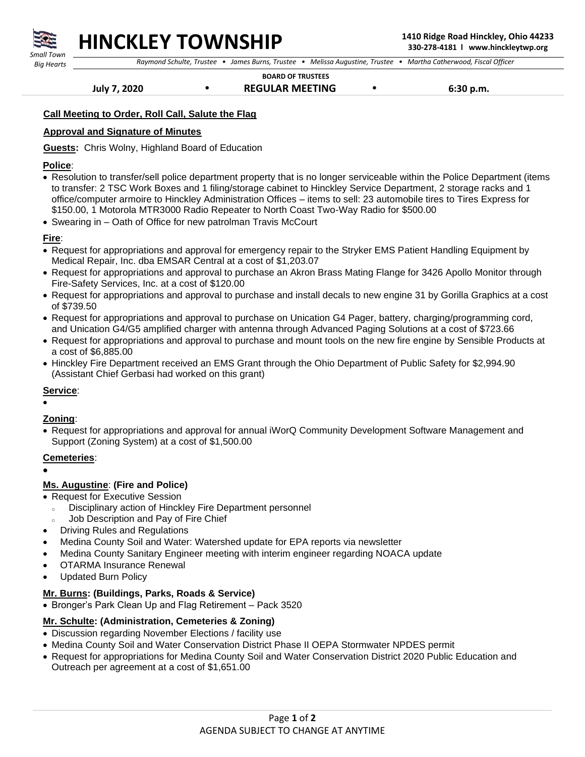# HINCKLEY TOWNSHIP

*Small Town Big Hearts*

**1410 Ridge Road Hinckley, Ohio 44233**
**330-278-4181 l www.hinckleytwp.org**

*Raymond Schulte, Trustee • James Burns, Trustee • Melissa Augustine, Trustee • Martha Catherwood, Fiscal Officer*

**BOARD OF TRUSTEES**

**July 7, 2020 • REGULAR MEETING • 6:30 p.m.**

**Call Meeting to Order, Roll Call, Salute the Flag**

**Approval and Signature of Minutes**

**Guests:** Chris Wolny, Highland Board of Education

**Police**:

- Resolution to transfer/sell police department property that is no longer serviceable within the Police Department (items to transfer: 2 TSC Work Boxes and 1 filing/storage cabinet to Hinckley Service Department, 2 storage racks and 1 office/computer armoire to Hinckley Administration Offices – items to sell: 23 automobile tires to Tires Express for $150.00, 1 Motorola MTR3000 Radio Repeater to North Coast Two-Way Radio for $500.00
- Swearing in – Oath of Office for new patrolman Travis McCourt

**Fire**:

- Request for appropriations and approval for emergency repair to the Stryker EMS Patient Handling Equipment by Medical Repair, Inc. dba EMSAR Central at a cost of $1,203.07
- Request for appropriations and approval to purchase an Akron Brass Mating Flange for 3426 Apollo Monitor through Fire-Safety Services, Inc. at a cost of $120.00
- Request for appropriations and approval to purchase and install decals to new engine 31 by Gorilla Graphics at a cost of $739.50
- Request for appropriations and approval to purchase on Unication G4 Pager, battery, charging/programming cord, and Unication G4/G5 amplified charger with antenna through Advanced Paging Solutions at a cost of $723.66
- Request for appropriations and approval to purchase and mount tools on the new fire engine by Sensible Products at a cost of $6,885.00
- Hinckley Fire Department received an EMS Grant through the Ohio Department of Public Safety for $2,994.90 (Assistant Chief Gerbasi had worked on this grant)

**Service**:

- 

**Zoning**:

- Request for appropriations and approval for annual iWorQ Community Development Software Management and Support (Zoning System) at a cost of $1,500.00

**Cemeteries**:

- 

**Ms. Augustine**: **(Fire and Police)**

- Request for Executive Session
  - Disciplinary action of Hinckley Fire Department personnel
  - Job Description and Pay of Fire Chief
- Driving Rules and Regulations
- Medina County Soil and Water: Watershed update for EPA reports via newsletter
- Medina County Sanitary Engineer meeting with interim engineer regarding NOACA update
- OTARMA Insurance Renewal
- Updated Burn Policy

**Mr. Burns: (Buildings, Parks, Roads & Service)**

- Bronger's Park Clean Up and Flag Retirement – Pack 3520

**Mr. Schulte: (Administration, Cemeteries & Zoning)**

- Discussion regarding November Elections / facility use
- Medina County Soil and Water Conservation District Phase II OEPA Stormwater NPDES permit
- Request for appropriations for Medina County Soil and Water Conservation District 2020 Public Education and Outreach per agreement at a cost of $1,651.00

AGENDA SUBJECT TO CHANGE AT ANYTIME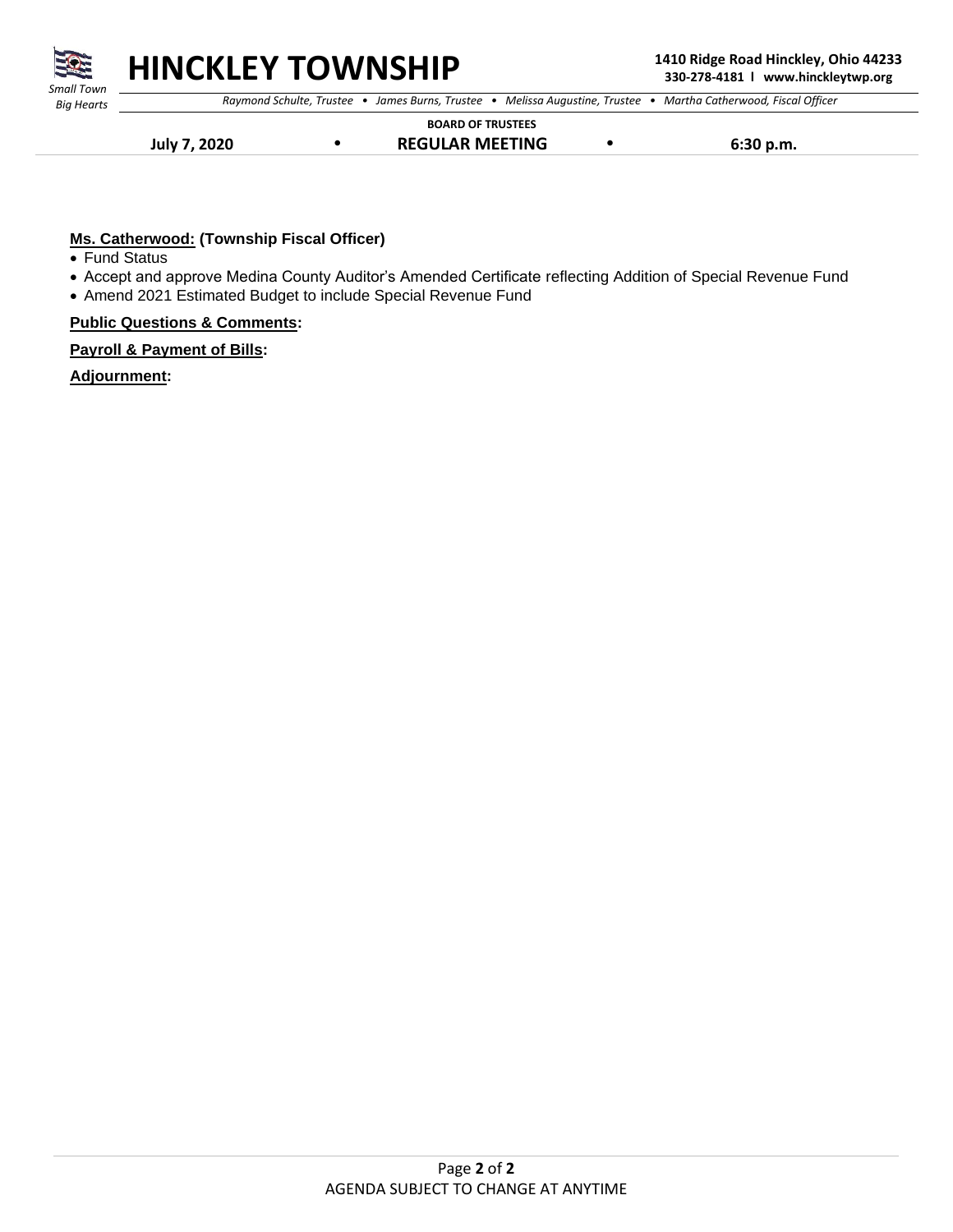**Ms. Catherwood: (Township Fiscal Officer)**

- Fund Status
- Accept and approve Medina County Auditor's Amended Certificate reflecting Addition of Special Revenue Fund
- Amend 2021 Estimated Budget to include Special Revenue Fund

**Public Questions & Comments:**

**Payroll & Payment of Bills:**

**Adjournment:**